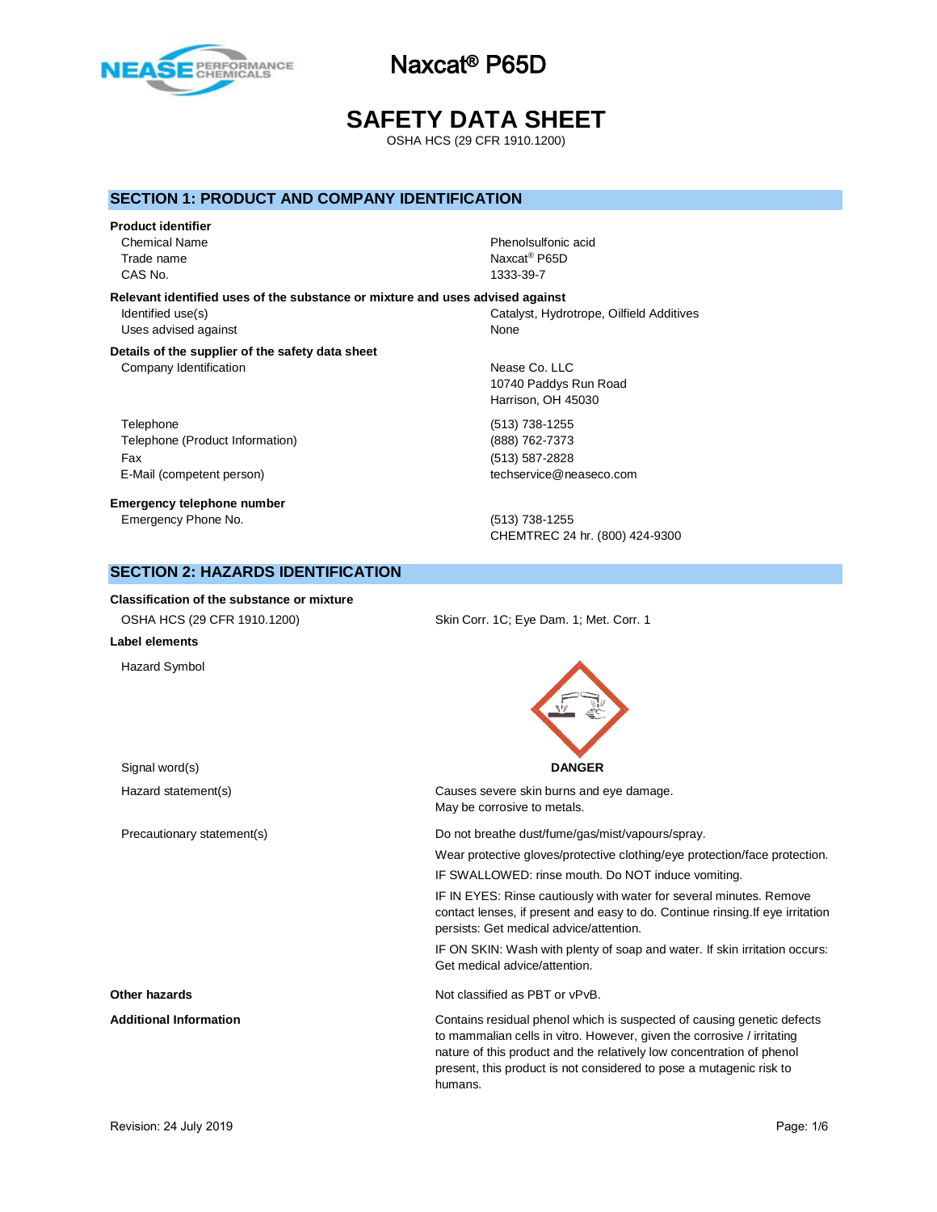# Naxcat® P65D

# SAFETY DATA SHEET

OSHA HCS (29 CFR 1910.1200)

## SECTION 1: PRODUCT AND COMPANY IDENTIFICATION

**Product identifier**

| | |
|---|---|
| Chemical Name | Phenolsulfonic acid |
| Trade name | Naxcat® P65D |
| CAS No. | 1333-39-7 |

**Relevant identified uses of the substance or mixture and uses advised against**

| | |
|---|---|
| Identified use(s) | Catalyst, Hydrotrope, Oilfield Additives |
| Uses advised against | None |

**Details of the supplier of the safety data sheet**

| | |
|---|---|
| Company Identification | Nease Co. LLC<br>10740 Paddys Run Road<br>Harrison, OH 45030 |
| Telephone | (513) 738-1255 |
| Telephone (Product Information) | (888) 762-7373 |
| Fax | (513) 587-2828 |
| E-Mail (competent person) | techservice@neaseco.com |

**Emergency telephone number**

| | |
|---|---|
| Emergency Phone No. | (513) 738-1255<br>CHEMTREC 24 hr. (800) 424-9300 |

## SECTION 2: HAZARDS IDENTIFICATION

**Classification of the substance or mixture**

| | |
|---|---|
| OSHA HCS (29 CFR 1910.1200) | Skin Corr. 1C; Eye Dam. 1; Met. Corr. 1 |

**Label elements**

| | |
|---|---|
| Hazard Symbol | |
| Signal word(s) | **DANGER** |
| Hazard statement(s) | Causes severe skin burns and eye damage.<br>May be corrosive to metals. |
| Precautionary statement(s) | Do not breathe dust/fume/gas/mist/vapours/spray.<br>Wear protective gloves/protective clothing/eye protection/face protection.<br>IF SWALLOWED: rinse mouth. Do NOT induce vomiting.<br>IF IN EYES: Rinse cautiously with water for several minutes. Remove contact lenses, if present and easy to do. Continue rinsing.If eye irritation persists: Get medical advice/attention.<br>IF ON SKIN: Wash with plenty of soap and water. If skin irritation occurs: Get medical advice/attention. |

**Other hazards**

Not classified as PBT or vPvB.

**Additional Information**

Contains residual phenol which is suspected of causing genetic defects to mammalian cells in vitro. However, given the corrosive / irritating nature of this product and the relatively low concentration of phenol present, this product is not considered to pose a mutagenic risk to humans.

Revision: 24 July 2019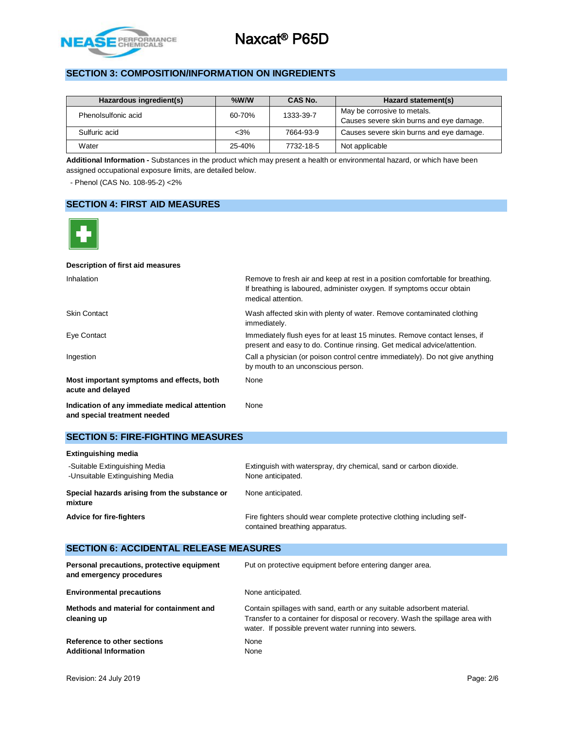## SECTION 3: COMPOSITION/INFORMATION ON INGREDIENTS

| Hazardous ingredient(s) | %W/W | CAS No. | Hazard statement(s) |
|---|---|---|---|
| Phenolsulfonic acid | 60-70% | 1333-39-7 | May be corrosive to metals.<br>Causes severe skin burns and eye damage. |
| Sulfuric acid | <3% | 7664-93-9 | Causes severe skin burns and eye damage. |
| Water | 25-40% | 7732-18-5 | Not applicable |

**Additional Information -** Substances in the product which may present a health or environmental hazard, or which have been assigned occupational exposure limits, are detailed below.

- Phenol (CAS No. 108-95-2) <2%

## SECTION 4: FIRST AID MEASURES

**Description of first aid measures**

| | |
|---|---|
| Inhalation | Remove to fresh air and keep at rest in a position comfortable for breathing. If breathing is laboured, administer oxygen. If symptoms occur obtain medical attention. |
| Skin Contact | Wash affected skin with plenty of water. Remove contaminated clothing immediately. |
| Eye Contact | Immediately flush eyes for at least 15 minutes. Remove contact lenses, if present and easy to do. Continue rinsing. Get medical advice/attention. |
| Ingestion | Call a physician (or poison control centre immediately). Do not give anything by mouth to an unconscious person. |
| **Most important symptoms and effects, both acute and delayed** | None |
| **Indication of any immediate medical attention and special treatment needed** | None |

## SECTION 5: FIRE-FIGHTING MEASURES

**Extinguishing media**

| | |
|---|---|
| -Suitable Extinguishing Media | Extinguish with waterspray, dry chemical, sand or carbon dioxide. |
| -Unsuitable Extinguishing Media | None anticipated. |
| **Special hazards arising from the substance or mixture** | None anticipated. |
| **Advice for fire-fighters** | Fire fighters should wear complete protective clothing including self-contained breathing apparatus. |

## SECTION 6: ACCIDENTAL RELEASE MEASURES

| | |
|---|---|
| **Personal precautions, protective equipment and emergency procedures** | Put on protective equipment before entering danger area. |
| **Environmental precautions** | None anticipated. |
| **Methods and material for containment and cleaning up** | Contain spillages with sand, earth or any suitable adsorbent material. Transfer to a container for disposal or recovery. Wash the spillage area with water. If possible prevent water running into sewers. |
| **Reference to other sections** | None |
| **Additional Information** | None |

Revision: 24 July 2019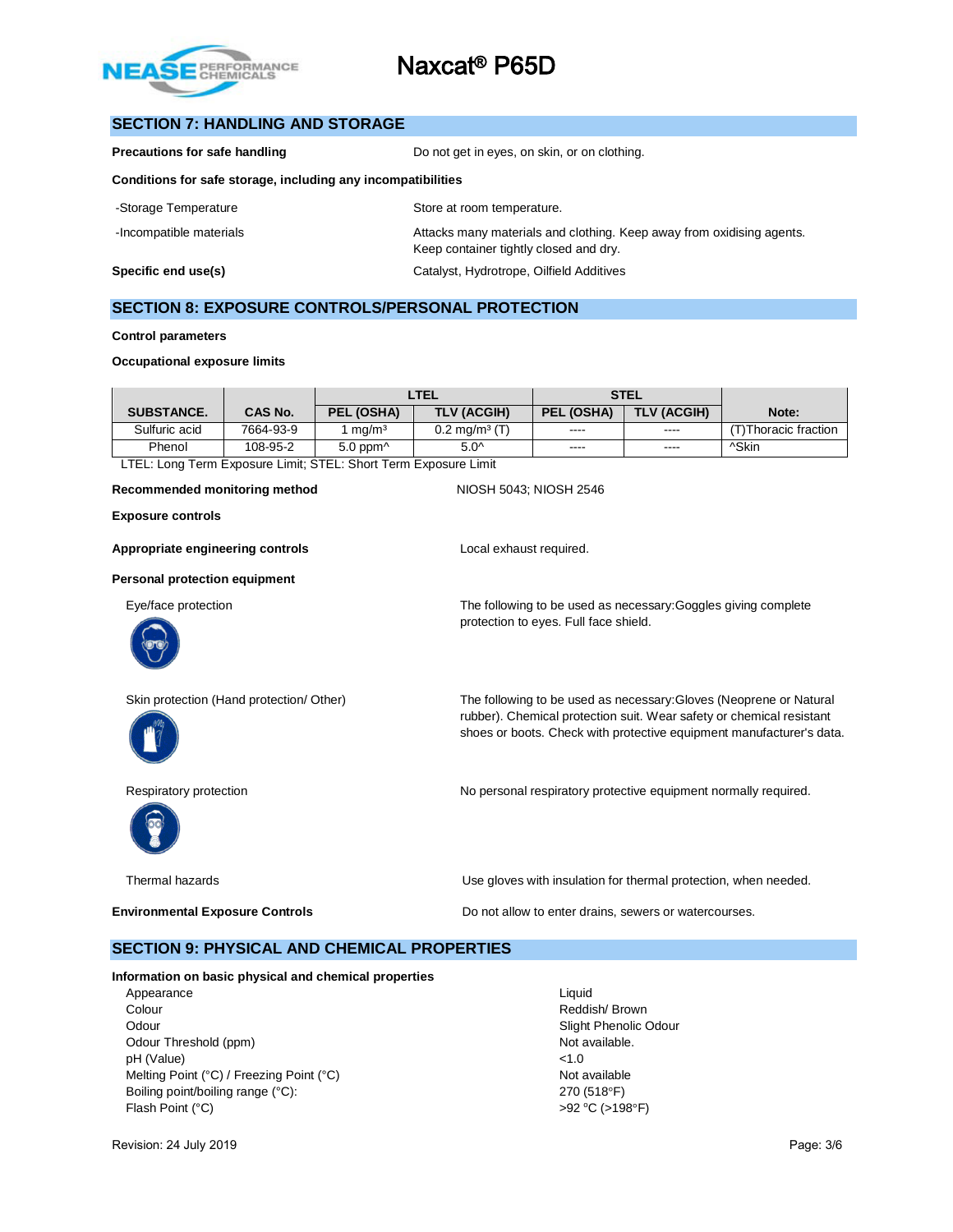## SECTION 7: HANDLING AND STORAGE

**Precautions for safe handling** Do not get in eyes, on skin, or on clothing.

**Conditions for safe storage, including any incompatibilities**

-Storage Temperature: Store at room temperature.

-Incompatible materials: Attacks many materials and clothing. Keep away from oxidising agents. Keep container tightly closed and dry.

**Specific end use(s)** Catalyst, Hydrotrope, Oilfield Additives

## SECTION 8: EXPOSURE CONTROLS/PERSONAL PROTECTION

**Control parameters**

**Occupational exposure limits**

| SUBSTANCE. | CAS No. | LTEL | | STEL | | Note: |
|---|---|---|---|---|---|---|
| | | PEL (OSHA) | TLV (ACGIH) | PEL (OSHA) | TLV (ACGIH) | |
| Sulfuric acid | 7664-93-9 | 1 mg/m³ | 0.2 mg/m³ (T) | ---- | ---- | (T)Thoracic fraction |
| Phenol | 108-95-2 | 5.0 ppm^ | 5.0^ | ---- | ---- | ^Skin |

LTEL: Long Term Exposure Limit; STEL: Short Term Exposure Limit

**Recommended monitoring method** NIOSH 5043; NIOSH 2546

**Exposure controls**

**Appropriate engineering controls** Local exhaust required.

**Personal protection equipment**

Eye/face protection: The following to be used as necessary:Goggles giving complete protection to eyes. Full face shield.

Skin protection (Hand protection/ Other): The following to be used as necessary:Gloves (Neoprene or Natural rubber). Chemical protection suit. Wear safety or chemical resistant shoes or boots. Check with protective equipment manufacturer's data.

Respiratory protection: No personal respiratory protective equipment normally required.

Thermal hazards: Use gloves with insulation for thermal protection, when needed.

**Environmental Exposure Controls** Do not allow to enter drains, sewers or watercourses.

## SECTION 9: PHYSICAL AND CHEMICAL PROPERTIES

**Information on basic physical and chemical properties**

| | |
|---|---|
| Appearance | Liquid |
| Colour | Reddish/ Brown |
| Odour | Slight Phenolic Odour |
| Odour Threshold (ppm) | Not available. |
| pH (Value) | <1.0 |
| Melting Point (°C) / Freezing Point (°C) | Not available |
| Boiling point/boiling range (°C): | 270 (518°F) |
| Flash Point (°C) | >92 °C (>198°F) |

Revision: 24 July 2019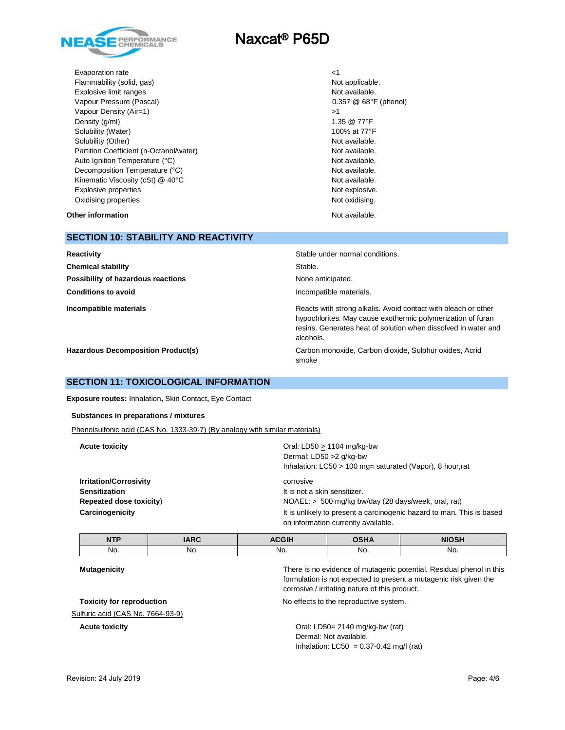| | |
|---|---|
| Evaporation rate | <1 |
| Flammability (solid, gas) | Not applicable. |
| Explosive limit ranges | Not available. |
| Vapour Pressure (Pascal) | 0.357 @ 68°F (phenol) |
| Vapour Density (Air=1) | >1 |
| Density (g/ml) | 1.35 @ 77°F |
| Solubility (Water) | 100% at 77°F |
| Solubility (Other) | Not available. |
| Partition Coefficient (n-Octanol/water) | Not available. |
| Auto Ignition Temperature (°C) | Not available. |
| Decomposition Temperature (°C) | Not available. |
| Kinematic Viscosity (cSt) @ 40°C | Not available. |
| Explosive properties | Not explosive. |
| Oxidising properties | Not oxidising. |

**Other information** Not available.

## SECTION 10: STABILITY AND REACTIVITY

**Reactivity** Stable under normal conditions.

**Chemical stability** Stable.

**Possibility of hazardous reactions** None anticipated.

**Conditions to avoid** Incompatible materials.

**Incompatible materials** Reacts with strong alkalis. Avoid contact with bleach or other hypochlorites. May cause exothermic polymerization of furan resins. Generates heat of solution when dissolved in water and alcohols.

**Hazardous Decomposition Product(s)** Carbon monoxide, Carbon dioxide, Sulphur oxides, Acrid smoke

## SECTION 11: TOXICOLOGICAL INFORMATION

**Exposure routes:** Inhalation**,** Skin Contact**,** Eye Contact

**Substances in preparations / mixtures**

Phenolsulfonic acid (CAS No. 1333-39-7) (By analogy with similar materials)

**Acute toxicity**
Oral: LD50 $\geq$ 1104 mg/kg-bw
Dermal: LD50 >2 g/kg-bw
Inhalation: LC50 > 100 mg= saturated (Vapor), 8 hour,rat

**Irritation/Corrosivity** corrosive

**Sensitization** It is not a skin sensitizer.

**Repeated dose toxicity)** NOAEL: > 500 mg/kg bw/day (28 days/week, oral, rat)

**Carcinogenicity** It is unlikely to present a carcinogenic hazard to man. This is based on information currently available.

| NTP | IARC | ACGIH | OSHA | NIOSH |
|---|---|---|---|---|
| No. | No. | No. | No. | No. |

**Mutagenicity** There is no evidence of mutagenic potential. Residual phenol in this formulation is not expected to present a mutagenic risk given the corrosive / irritating nature of this product.

**Toxicity for reproduction** No effects to the reproductive system.

Sulfuric acid (CAS No. 7664-93-9)

**Acute toxicity**
Oral: LD50= 2140 mg/kg-bw (rat)
Dermal: Not available.
Inhalation: LC50 = 0.37-0.42 mg/l (rat)

Revision: 24 July 2019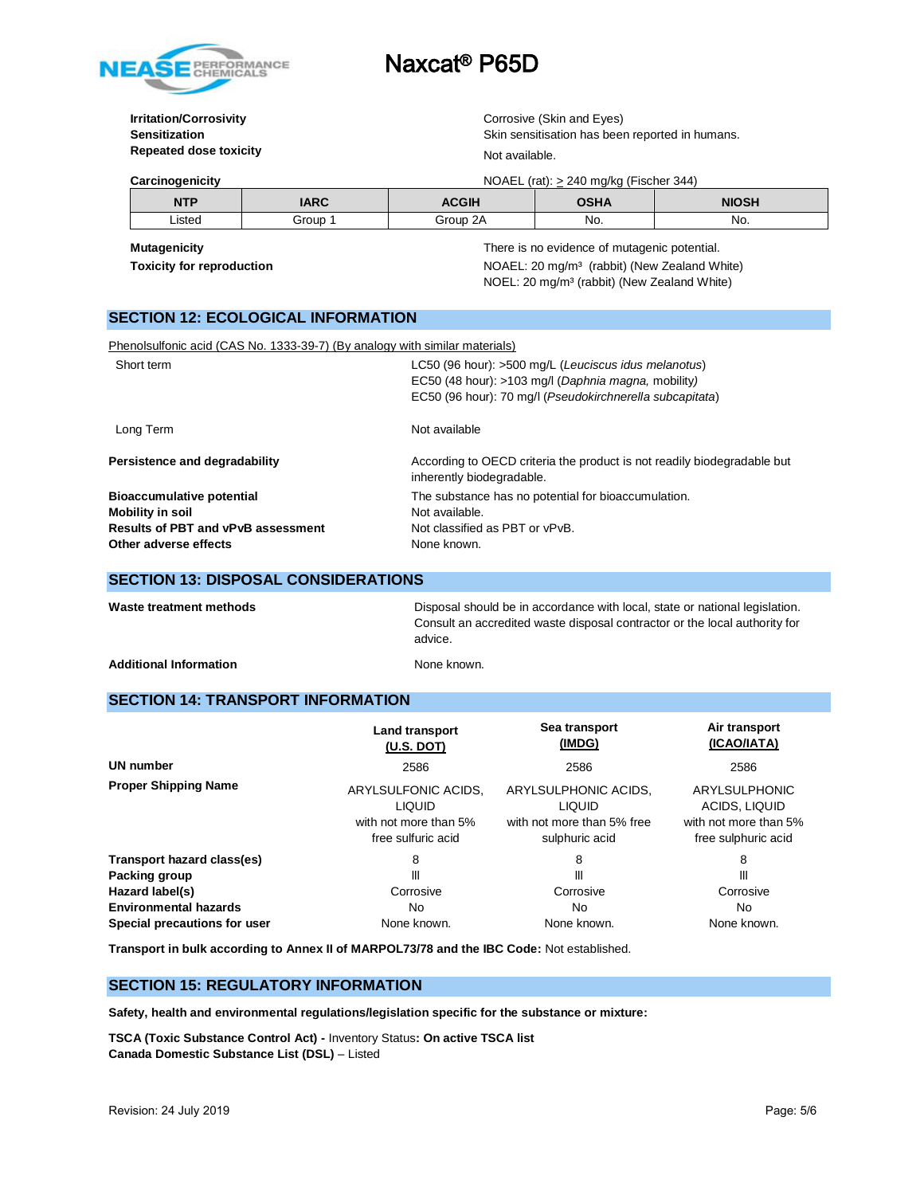**Irritation/Corrosivity** Corrosive (Skin and Eyes)

**Sensitization** Skin sensitisation has been reported in humans.

**Repeated dose toxicity** Not available.

**Carcinogenicity** NOAEL (rat): ≥ 240 mg/kg (Fischer 344)

| NTP | IARC | ACGIH | OSHA | NIOSH |
|---|---|---|---|---|
| Listed | Group 1 | Group 2A | No. | No. |

**Mutagenicity** There is no evidence of mutagenic potential.

**Toxicity for reproduction** NOAEL: 20 mg/m³ (rabbit) (New Zealand White)
NOEL: 20 mg/m³ (rabbit) (New Zealand White)

## SECTION 12: ECOLOGICAL INFORMATION

Phenolsulfonic acid (CAS No. 1333-39-7) (By analogy with similar materials)

Short term
LC50 (96 hour): >500 mg/L (*Leuciscus idus melanotus*)
EC50 (48 hour): >103 mg/l (*Daphnia magna,* mobility)
EC50 (96 hour): 70 mg/l (*Pseudokirchnerella subcapitata*)

Long Term Not available

**Persistence and degradability** According to OECD criteria the product is not readily biodegradable but inherently biodegradable.

**Bioaccumulative potential** The substance has no potential for bioaccumulation.

**Mobility in soil** Not available.

**Results of PBT and vPvB assessment** Not classified as PBT or vPvB.

**Other adverse effects** None known.

## SECTION 13: DISPOSAL CONSIDERATIONS

**Waste treatment methods** Disposal should be in accordance with local, state or national legislation. Consult an accredited waste disposal contractor or the local authority for advice.

**Additional Information** None known.

## SECTION 14: TRANSPORT INFORMATION

| | Land transport (U.S. DOT) | Sea transport (IMDG) | Air transport (ICAO/IATA) |
|---|---|---|---|
| **UN number** | 2586 | 2586 | 2586 |
| **Proper Shipping Name** | ARYLSULFONIC ACIDS, LIQUID with not more than 5% free sulfuric acid | ARYLSULPHONIC ACIDS, LIQUID with not more than 5% free sulphuric acid | ARYLSULPHONIC ACIDS, LIQUID with not more than 5% free sulphuric acid |
| **Transport hazard class(es)** | 8 | 8 | 8 |
| **Packing group** | III | III | III |
| **Hazard label(s)** | Corrosive | Corrosive | Corrosive |
| **Environmental hazards** | No | No | No |
| **Special precautions for user** | None known. | None known. | None known. |

**Transport in bulk according to Annex II of MARPOL73/78 and the IBC Code:** Not established.

## SECTION 15: REGULATORY INFORMATION

**Safety, health and environmental regulations/legislation specific for the substance or mixture:**

**TSCA (Toxic Substance Control Act) -** Inventory Status**: On active TSCA list**
**Canada Domestic Substance List (DSL)** – Listed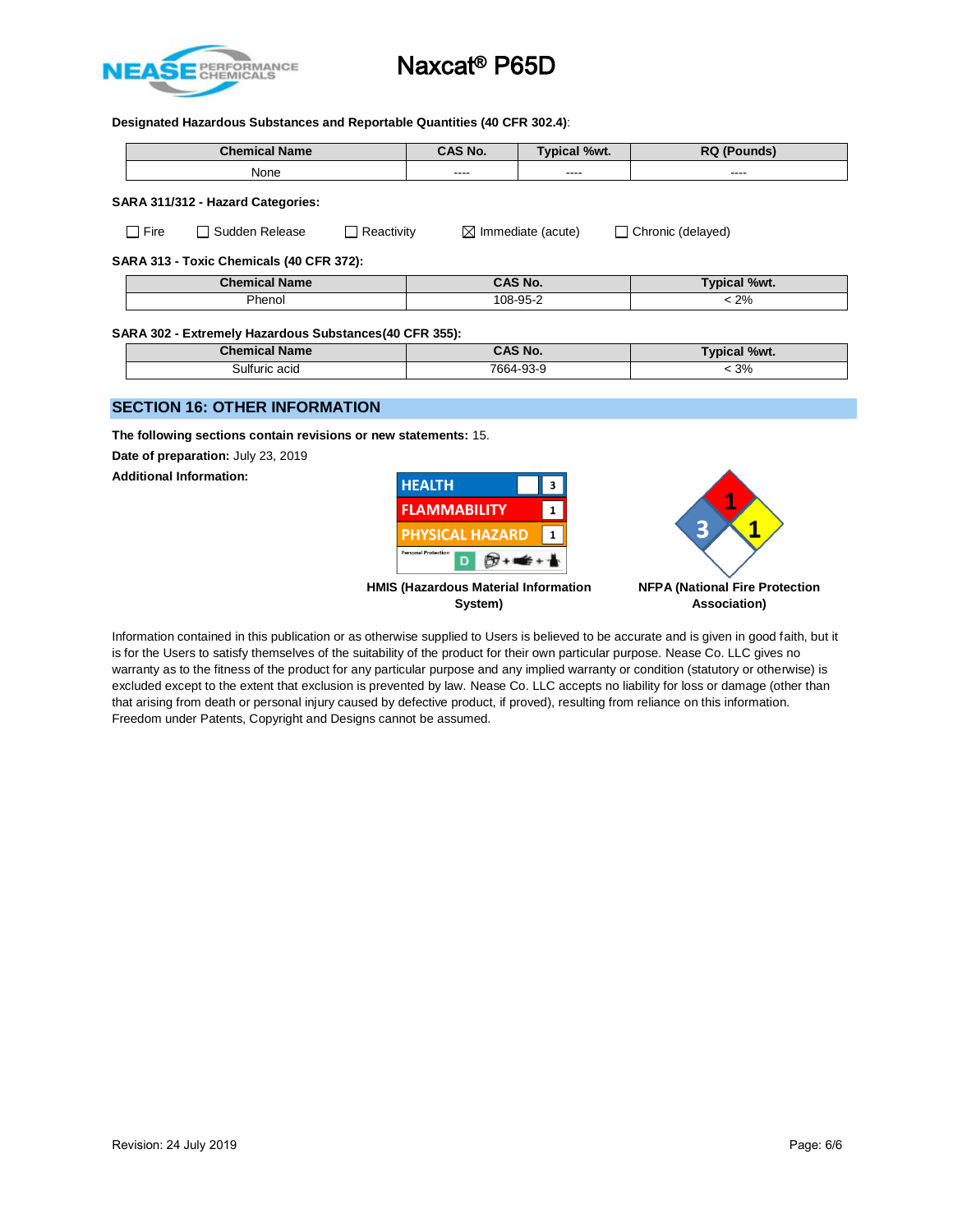**Designated Hazardous Substances and Reportable Quantities (40 CFR 302.4)**:

| Chemical Name | CAS No. | Typical %wt. | RQ (Pounds) |
|---|---|---|---|
| None | ---- | ---- | ---- |

**SARA 311/312 - Hazard Categories:**

☐ Fire ☐ Sudden Release ☐ Reactivity ☒ Immediate (acute) ☐ Chronic (delayed)

**SARA 313 - Toxic Chemicals (40 CFR 372):**

| Chemical Name | CAS No. | Typical %wt. |
|---|---|---|
| Phenol | 108-95-2 | < 2% |

**SARA 302 - Extremely Hazardous Substances(40 CFR 355):**

| Chemical Name | CAS No. | Typical %wt. |
|---|---|---|
| Sulfuric acid | 7664-93-9 | < 3% |

## SECTION 16: OTHER INFORMATION

**The following sections contain revisions or new statements:** 15.

**Date of preparation:** July 23, 2019

**Additional Information:**

HEALTH 3
FLAMMABILITY 1
PHYSICAL HAZARD 1
Personal Protection D

**HMIS (Hazardous Material Information System)**

1
3
1

**NFPA (National Fire Protection Association)**

Information contained in this publication or as otherwise supplied to Users is believed to be accurate and is given in good faith, but it is for the Users to satisfy themselves of the suitability of the product for their own particular purpose. Nease Co. LLC gives no warranty as to the fitness of the product for any particular purpose and any implied warranty or condition (statutory or otherwise) is excluded except to the extent that exclusion is prevented by law. Nease Co. LLC accepts no liability for loss or damage (other than that arising from death or personal injury caused by defective product, if proved), resulting from reliance on this information. Freedom under Patents, Copyright and Designs cannot be assumed.

Revision: 24 July 2019